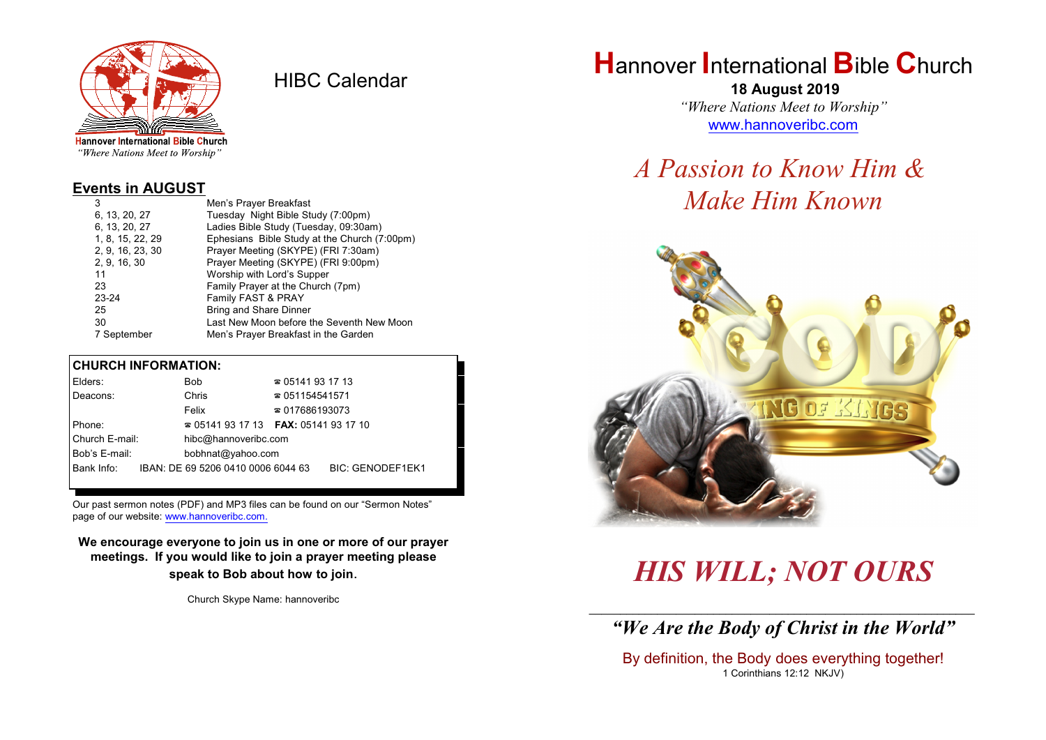Hannover International Bible Church
*"Where Nations Meet to Worship"*

# HIBC Calendar

## Events in AUGUST

| | |
|---|---|
| 3 | Men's Prayer Breakfast |
| 6, 13, 20, 27 | Tuesday Night Bible Study (7:00pm) |
| 6, 13, 20, 27 | Ladies Bible Study (Tuesday, 09:30am) |
| 1, 8, 15, 22, 29 | Ephesians Bible Study at the Church (7:00pm) |
| 2, 9, 16, 23, 30 | Prayer Meeting (SKYPE) (FRI 7:30am) |
| 2, 9, 16, 30 | Prayer Meeting (SKYPE) (FRI 9:00pm) |
| 11 | Worship with Lord's Supper |
| 23 | Family Prayer at the Church (7pm) |
| 23-24 | Family FAST & PRAY |
| 25 | Bring and Share Dinner |
| 30 | Last New Moon before the Seventh New Moon |
| 7 September | Men's Prayer Breakfast in the Garden |

**CHURCH INFORMATION:**

| | | |
|---|---|---|
| Elders: | Bob | ☎ 05141 93 17 13 |
| Deacons: | Chris | ☎ 051154541571 |
| | Felix | ☎ 017686193073 |
| Phone: | ☎ 05141 93 17 13 | **FAX:** 05141 93 17 10 |
| Church E-mail: | hibc@hannoveribc.com | |
| Bob's E-mail: | bobhnat@yahoo.com | |
| Bank Info: | IBAN: DE 69 5206 0410 0006 6044 63 | BIC: GENODEF1EK1 |

Our past sermon notes (PDF) and MP3 files can be found on our "Sermon Notes" page of our website: www.hannoveribc.com.

**We encourage everyone to join us in one or more of our prayer meetings. If you would like to join a prayer meeting please speak to Bob about how to join.**

Church Skype Name: hannoveribc

# Hannover International Bible Church

**18 August 2019**

*"Where Nations Meet to Worship"*

www.hannoveribc.com

## *A Passion to Know Him & Make Him Known*

# *HIS WILL; NOT OURS*

### *"We Are the Body of Christ in the World"*

By definition, the Body does everything together!

1 Corinthians 12:12 NKJV)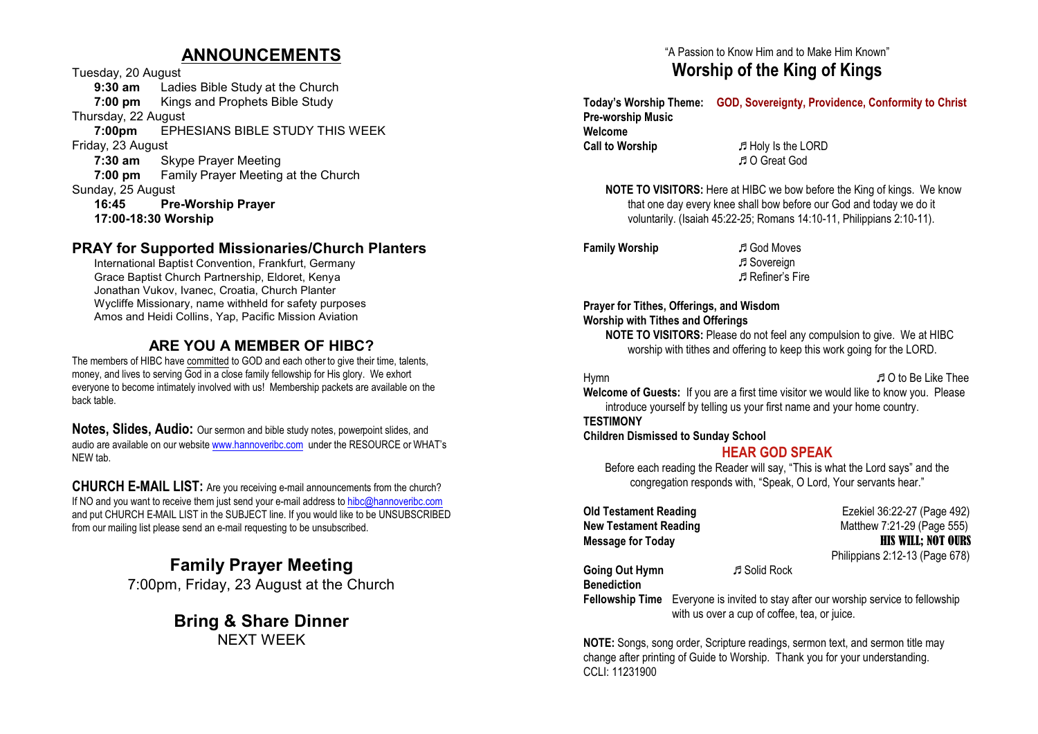## ANNOUNCEMENTS

Tuesday, 20 August

**9:30 am** Ladies Bible Study at the Church

**7:00 pm** Kings and Prophets Bible Study

Thursday, 22 August

**7:00pm** EPHESIANS BIBLE STUDY THIS WEEK

Friday, 23 August

**7:30 am** Skype Prayer Meeting

**7:00 pm** Family Prayer Meeting at the Church

Sunday, 25 August

**16:45** **Pre-Worship Prayer**

**17:00-18:30 Worship**

### PRAY for Supported Missionaries/Church Planters

International Baptist Convention, Frankfurt, Germany
Grace Baptist Church Partnership, Eldoret, Kenya
Jonathan Vukov, Ivanec, Croatia, Church Planter
Wycliffe Missionary, name withheld for safety purposes
Amos and Heidi Collins, Yap, Pacific Mission Aviation

### ARE YOU A MEMBER OF HIBC?

The members of HIBC have committed to GOD and each other to give their time, talents, money, and lives to serving God in a close family fellowship for His glory. We exhort everyone to become intimately involved with us! Membership packets are available on the back table.

**Notes, Slides, Audio:** Our sermon and bible study notes, powerpoint slides, and audio are available on our website www.hannoveribc.com under the RESOURCE or WHAT's NEW tab.

**CHURCH E-MAIL LIST:** Are you receiving e-mail announcements from the church? If NO and you want to receive them just send your e-mail address to hibc@hannoveribc.com and put CHURCH E-MAIL LIST in the SUBJECT line. If you would like to be UNSUBSCRIBED from our mailing list please send an e-mail requesting to be unsubscribed.

### Family Prayer Meeting

7:00pm, Friday, 23 August at the Church

### Bring & Share Dinner

NEXT WEEK

"A Passion to Know Him and to Make Him Known"

## Worship of the King of Kings

**Today's Worship Theme:** **GOD, Sovereignty, Providence, Conformity to Christ**

**Pre-worship Music**

**Welcome**

**Call to Worship** ♬ Holy Is the LORD
♬ O Great God

**NOTE TO VISITORS:** Here at HIBC we bow before the King of kings. We know that one day every knee shall bow before our God and today we do it voluntarily. (Isaiah 45:22-25; Romans 14:10-11, Philippians 2:10-11).

**Family Worship** ♬ God Moves
♬ Sovereign
♬ Refiner's Fire

**Prayer for Tithes, Offerings, and Wisdom**

**Worship with Tithes and Offerings**

**NOTE TO VISITORS:** Please do not feel any compulsion to give. We at HIBC worship with tithes and offering to keep this work going for the LORD.

Hymn ♬ O to Be Like Thee

**Welcome of Guests:** If you are a first time visitor we would like to know you. Please introduce yourself by telling us your first name and your home country.

**TESTIMONY**

**Children Dismissed to Sunday School**

### HEAR GOD SPEAK

Before each reading the Reader will say, "This is what the Lord says" and the congregation responds with, "Speak, O Lord, Your servants hear."

**Old Testament Reading** Ezekiel 36:22-27 (Page 492)

**New Testament Reading** Matthew 7:21-29 (Page 555)

**Message for Today** **HIS WILL; NOT OURS**
Philippians 2:12-13 (Page 678)

**Going Out Hymn** ♬ Solid Rock

**Benediction**

**Fellowship Time** Everyone is invited to stay after our worship service to fellowship with us over a cup of coffee, tea, or juice.

**NOTE:** Songs, song order, Scripture readings, sermon text, and sermon title may change after printing of Guide to Worship. Thank you for your understanding.
CCLI: 11231900